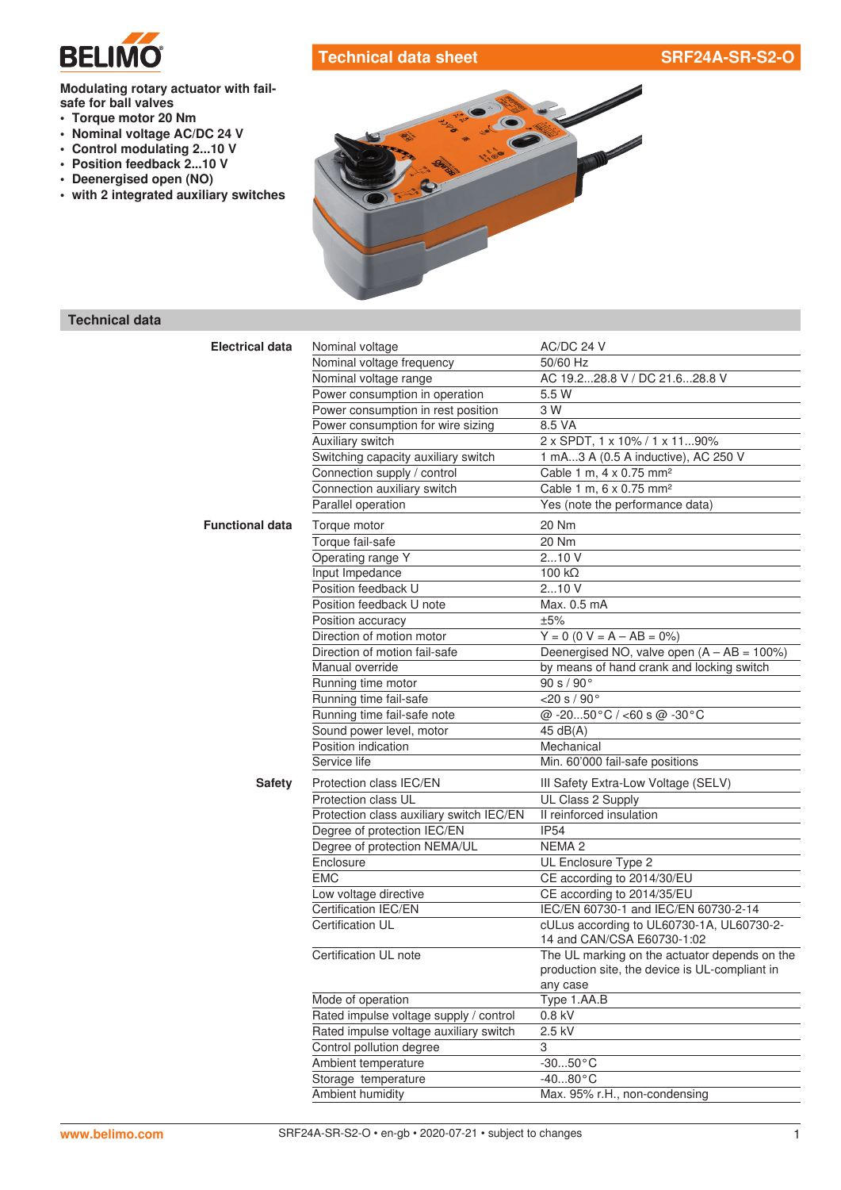# Technical data sheet — SRF24A-SR-S2-O

**Modulating rotary actuator with fail-safe for ball valves**

- **Torque motor 20 Nm**
- **Nominal voltage AC/DC 24 V**
- **Control modulating 2...10 V**
- **Position feedback 2...10 V**
- **Deenergised open (NO)**
- **with 2 integrated auxiliary switches**

## Technical data

| | | |
|---|---|---|
| **Electrical data** | Nominal voltage | AC/DC 24 V |
| | Nominal voltage frequency | 50/60 Hz |
| | Nominal voltage range | AC 19.2...28.8 V / DC 21.6...28.8 V |
| | Power consumption in operation | 5.5 W |
| | Power consumption in rest position | 3 W |
| | Power consumption for wire sizing | 8.5 VA |
| | Auxiliary switch | 2 x SPDT, 1 x 10% / 1 x 11...90% |
| | Switching capacity auxiliary switch | 1 mA...3 A (0.5 A inductive), AC 250 V |
| | Connection supply / control | Cable 1 m, 4 x 0.75 mm² |
| | Connection auxiliary switch | Cable 1 m, 6 x 0.75 mm² |
| | Parallel operation | Yes (note the performance data) |
| **Functional data** | Torque motor | 20 Nm |
| | Torque fail-safe | 20 Nm |
| | Operating range Y | 2...10 V |
| | Input Impedance | 100 kΩ |
| | Position feedback U | 2...10 V |
| | Position feedback U note | Max. 0.5 mA |
| | Position accuracy | ±5% |
| | Direction of motion motor | Y = 0 (0 V = A – AB = 0%) |
| | Direction of motion fail-safe | Deenergised NO, valve open (A – AB = 100%) |
| | Manual override | by means of hand crank and locking switch |
| | Running time motor | 90 s / 90° |
| | Running time fail-safe | <20 s / 90° |
| | Running time fail-safe note | @ -20...50°C / <60 s @ -30°C |
| | Sound power level, motor | 45 dB(A) |
| | Position indication | Mechanical |
| | Service life | Min. 60'000 fail-safe positions |
| **Safety** | Protection class IEC/EN | III Safety Extra-Low Voltage (SELV) |
| | Protection class UL | UL Class 2 Supply |
| | Protection class auxiliary switch IEC/EN | II reinforced insulation |
| | Degree of protection IEC/EN | IP54 |
| | Degree of protection NEMA/UL | NEMA 2 |
| | Enclosure | UL Enclosure Type 2 |
| | EMC | CE according to 2014/30/EU |
| | Low voltage directive | CE according to 2014/35/EU |
| | Certification IEC/EN | IEC/EN 60730-1 and IEC/EN 60730-2-14 |
| | Certification UL | cULus according to UL60730-1A, UL60730-2-14 and CAN/CSA E60730-1:02 |
| | Certification UL note | The UL marking on the actuator depends on the production site, the device is UL-compliant in any case |
| | Mode of operation | Type 1.AA.B |
| | Rated impulse voltage supply / control | 0.8 kV |
| | Rated impulse voltage auxiliary switch | 2.5 kV |
| | Control pollution degree | 3 |
| | Ambient temperature | -30...50°C |
| | Storage temperature | -40...80°C |
| | Ambient humidity | Max. 95% r.H., non-condensing |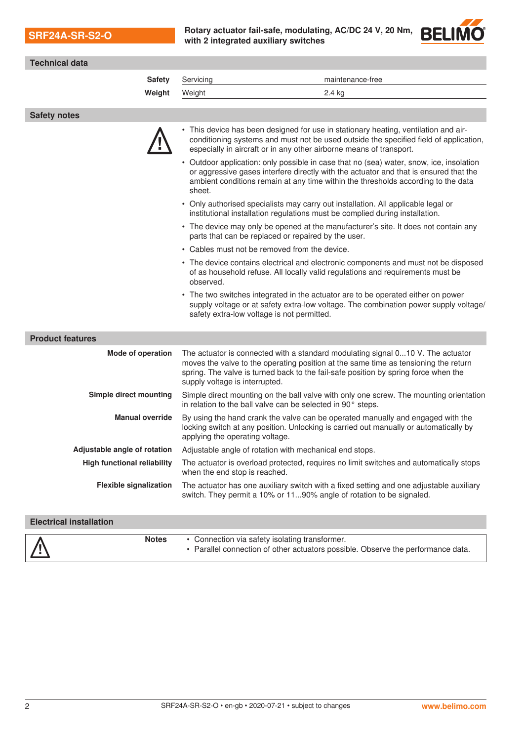## Technical data

| | | |
|---|---|---|
| **Safety** | Servicing | maintenance-free |
| **Weight** | Weight | 2.4 kg |

## Safety notes

⚠

- This device has been designed for use in stationary heating, ventilation and air-conditioning systems and must not be used outside the specified field of application, especially in aircraft or in any other airborne means of transport.
- Outdoor application: only possible in case that no (sea) water, snow, ice, insolation or aggressive gases interfere directly with the actuator and that is ensured that the ambient conditions remain at any time within the thresholds according to the data sheet.
- Only authorised specialists may carry out installation. All applicable legal or institutional installation regulations must be complied during installation.
- The device may only be opened at the manufacturer's site. It does not contain any parts that can be replaced or repaired by the user.
- Cables must not be removed from the device.
- The device contains electrical and electronic components and must not be disposed of as household refuse. All locally valid regulations and requirements must be observed.
- The two switches integrated in the actuator are to be operated either on power supply voltage or at safety extra-low voltage. The combination power supply voltage/ safety extra-low voltage is not permitted.

## Product features

**Mode of operation**
The actuator is connected with a standard modulating signal 0...10 V. The actuator moves the valve to the operating position at the same time as tensioning the return spring. The valve is turned back to the fail-safe position by spring force when the supply voltage is interrupted.

**Simple direct mounting**
Simple direct mounting on the ball valve with only one screw. The mounting orientation in relation to the ball valve can be selected in 90° steps.

**Manual override**
By using the hand crank the valve can be operated manually and engaged with the locking switch at any position. Unlocking is carried out manually or automatically by applying the operating voltage.

**Adjustable angle of rotation**
Adjustable angle of rotation with mechanical end stops.

**High functional reliability**
The actuator is overload protected, requires no limit switches and automatically stops when the end stop is reached.

**Flexible signalization**
The actuator has one auxiliary switch with a fixed setting and one adjustable auxiliary switch. They permit a 10% or 11...90% angle of rotation to be signaled.

## Electrical installation

⚠ **Notes**

- Connection via safety isolating transformer.
- Parallel connection of other actuators possible. Observe the performance data.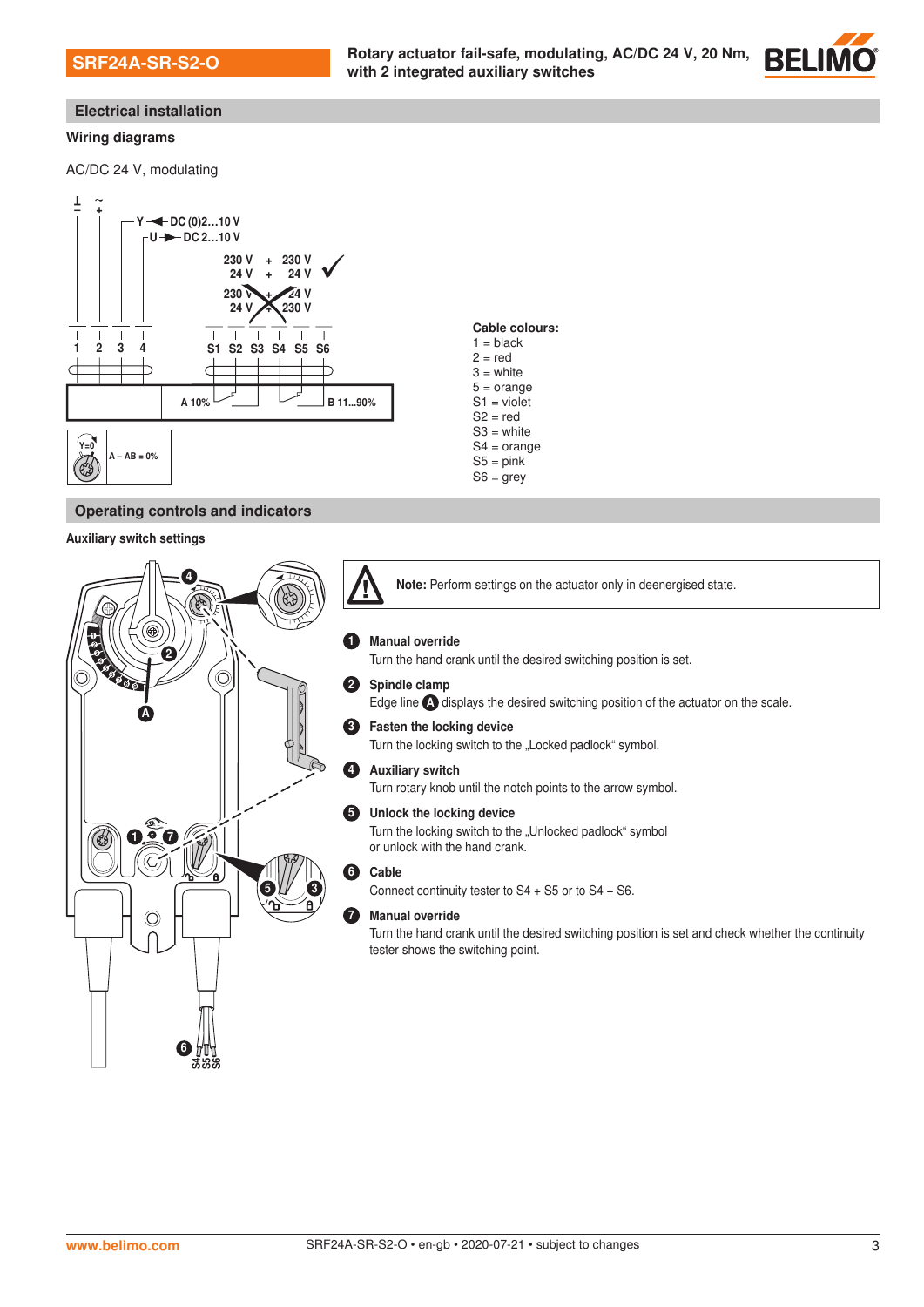## Electrical installation

### Wiring diagrams

AC/DC 24 V, modulating

⊥ − ~ +

Y ◄ DC (0)2...10 V
U ► DC 2...10 V

230 V + 230 V ✓
24 V + 24 V

230 V + 24 V
24 V + 230 V

1 2 3 4 S1 S2 S3 S4 S5 S6

A 10% B 11...90%

Y=0 A – AB = 0%

**Cable colours:**
1 = black
2 = red
3 = white
5 = orange
S1 = violet
S2 = red
S3 = white
S4 = orange
S5 = pink
S6 = grey

## Operating controls and indicators

### Auxiliary switch settings

**Note:** Perform settings on the actuator only in deenergised state.

1. **Manual override**
   Turn the hand crank until the desired switching position is set.
2. **Spindle clamp**
   Edge line A displays the desired switching position of the actuator on the scale.
3. **Fasten the locking device**
   Turn the locking switch to the „Locked padlock“ symbol.
4. **Auxiliary switch**
   Turn rotary knob until the notch points to the arrow symbol.
5. **Unlock the locking device**
   Turn the locking switch to the „Unlocked padlock“ symbol or unlock with the hand crank.
6. **Cable**
   Connect continuity tester to S4 + S5 or to S4 + S6.
7. **Manual override**
   Turn the hand crank until the desired switching position is set and check whether the continuity tester shows the switching point.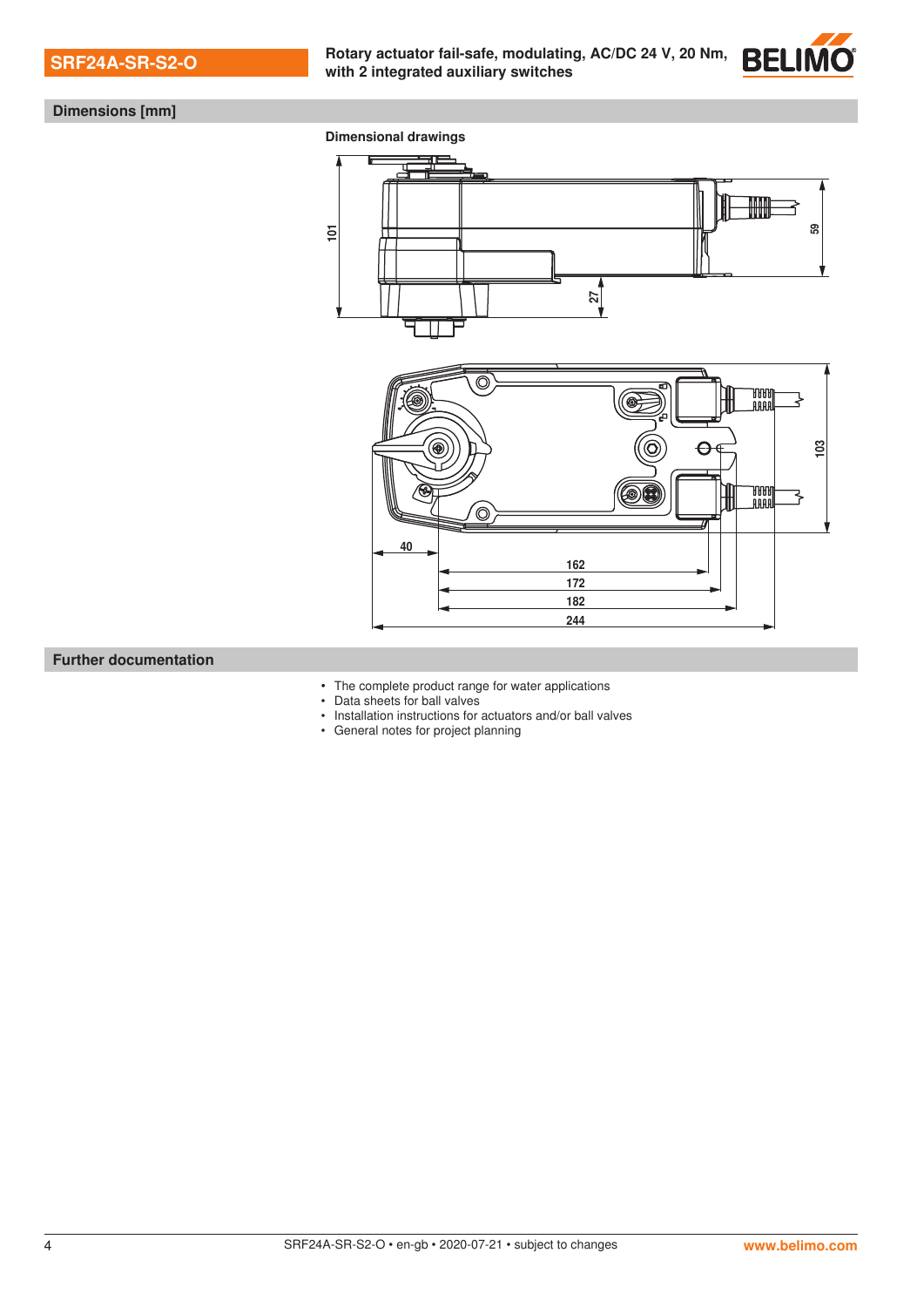SRF24A-SR-S2-O

Rotary actuator fail-safe, modulating, AC/DC 24 V, 20 Nm, with 2 integrated auxiliary switches

## Dimensions [mm]

### Dimensional drawings

101

59

27

103

40

162

172

182

244

## Further documentation

- The complete product range for water applications
- Data sheets for ball valves
- Installation instructions for actuators and/or ball valves
- General notes for project planning